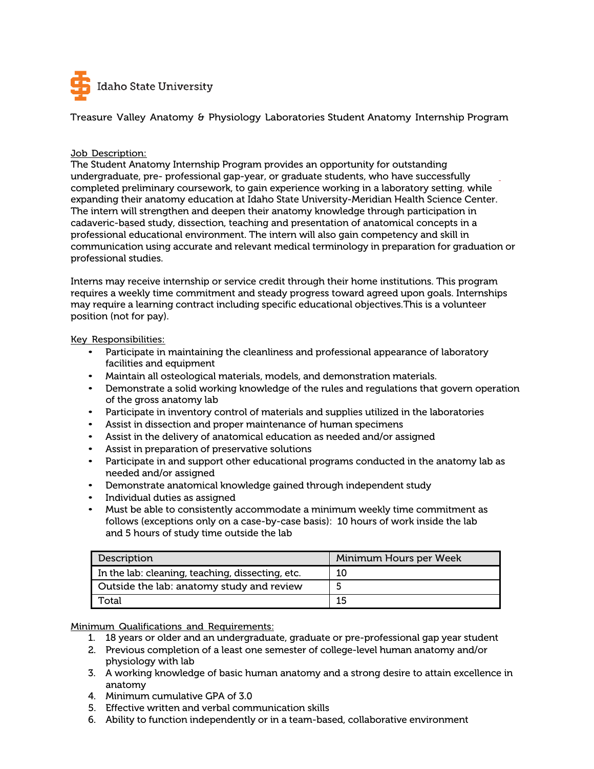Idaho State University

Treasure Valley Anatomy & Physiology Laboratories Student Anatomy Internship Program

Job Description:

The Student Anatomy Internship Program provides an opportunity for outstanding undergraduate, pre- professional gap-year, or graduate students, who have successfully completed preliminary coursework, to gain experience working in a laboratory setting, while expanding their anatomy education at Idaho State University-Meridian Health Science Center. The intern will strengthen and deepen their anatomy knowledge through participation in cadaveric-based study, dissection, teaching and presentation of anatomical concepts in a professional educational environment. The intern will also gain competency and skill in communication using accurate and relevant medical terminology in preparation for graduation or professional studies.

Interns may receive internship or service credit through their home institutions. This program requires a weekly time commitment and steady progress toward agreed upon goals. Internships may require a learning contract including specific educational objectives.This is a volunteer position (not for pay).

Key Responsibilities:

- Participate in maintaining the cleanliness and professional appearance of laboratory facilities and equipment
- Maintain all osteological materials, models, and demonstration materials.
- Demonstrate a solid working knowledge of the rules and regulations that govern operation of the gross anatomy lab
- Participate in inventory control of materials and supplies utilized in the laboratories
- Assist in dissection and proper maintenance of human specimens
- Assist in the delivery of anatomical education as needed and/or assigned
- Assist in preparation of preservative solutions
- Participate in and support other educational programs conducted in the anatomy lab as needed and/or assigned
- Demonstrate anatomical knowledge gained through independent study
- Individual duties as assigned
- Must be able to consistently accommodate a minimum weekly time commitment as follows (exceptions only on a case-by-case basis): 10 hours of work inside the lab and 5 hours of study time outside the lab

| Description | Minimum Hours per Week |
|---|---|
| In the lab: cleaning, teaching, dissecting, etc. | 10 |
| Outside the lab: anatomy study and review | 5 |
| Total | 15 |

Minimum Qualifications and Requirements:

1. 18 years or older and an undergraduate, graduate or pre-professional gap year student
2. Previous completion of a least one semester of college-level human anatomy and/or physiology with lab
3. A working knowledge of basic human anatomy and a strong desire to attain excellence in anatomy
4. Minimum cumulative GPA of 3.0
5. Effective written and verbal communication skills
6. Ability to function independently or in a team-based, collaborative environment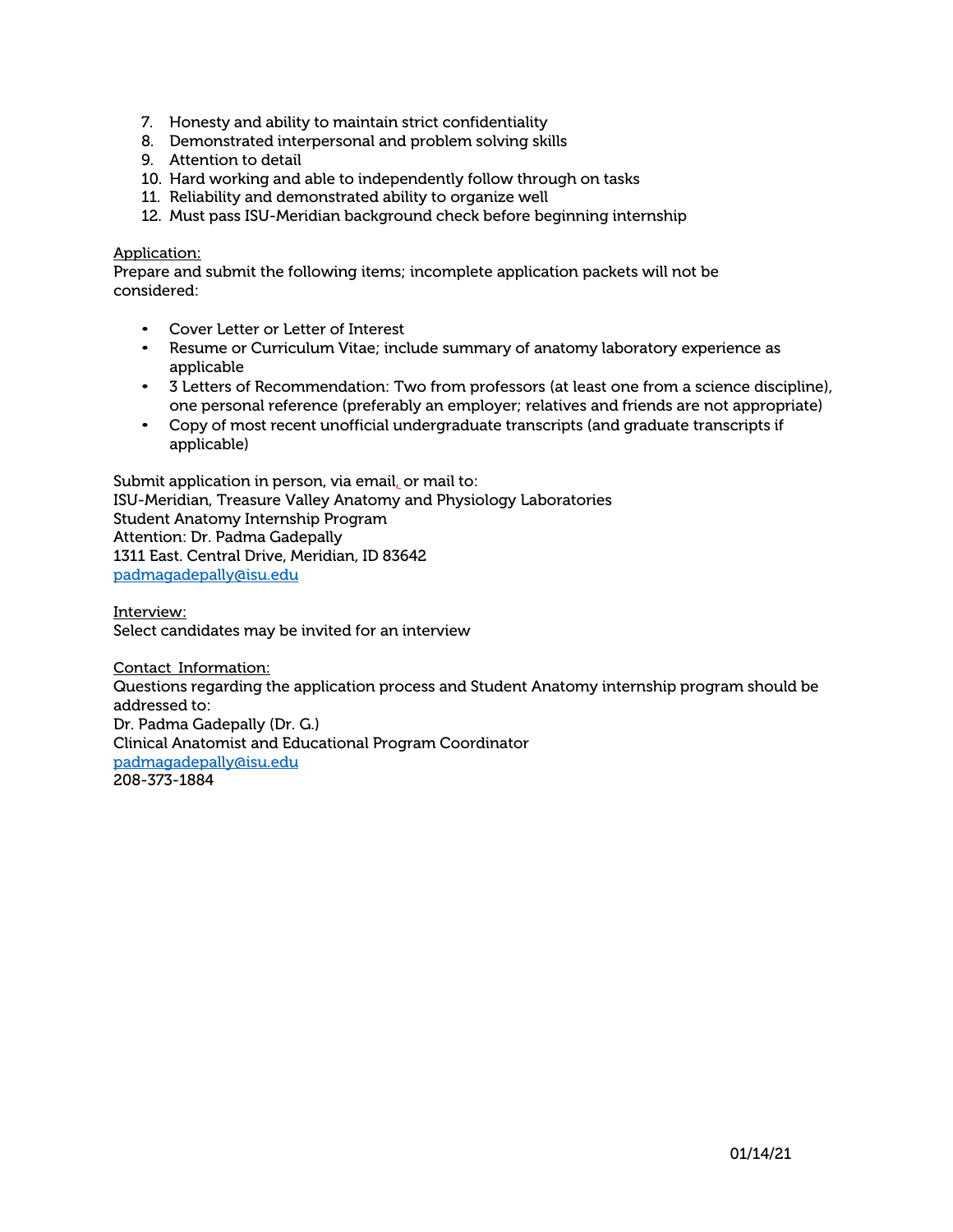7. Honesty and ability to maintain strict confidentiality
8. Demonstrated interpersonal and problem solving skills
9. Attention to detail
10. Hard working and able to independently follow through on tasks
11. Reliability and demonstrated ability to organize well
12. Must pass ISU-Meridian background check before beginning internship

Application:
Prepare and submit the following items; incomplete application packets will not be considered:

- Cover Letter or Letter of Interest
- Resume or Curriculum Vitae; include summary of anatomy laboratory experience as applicable
- 3 Letters of Recommendation: Two from professors (at least one from a science discipline), one personal reference (preferably an employer; relatives and friends are not appropriate)
- Copy of most recent unofficial undergraduate transcripts (and graduate transcripts if applicable)

Submit application in person, via email, or mail to:
ISU-Meridian, Treasure Valley Anatomy and Physiology Laboratories
Student Anatomy Internship Program
Attention: Dr. Padma Gadepally
1311 East. Central Drive, Meridian, ID 83642
padmagadepally@isu.edu

Interview:
Select candidates may be invited for an interview

Contact Information:
Questions regarding the application process and Student Anatomy internship program should be addressed to:
Dr. Padma Gadepally (Dr. G.)
Clinical Anatomist and Educational Program Coordinator
padmagadepally@isu.edu
208-373-1884

01/14/21